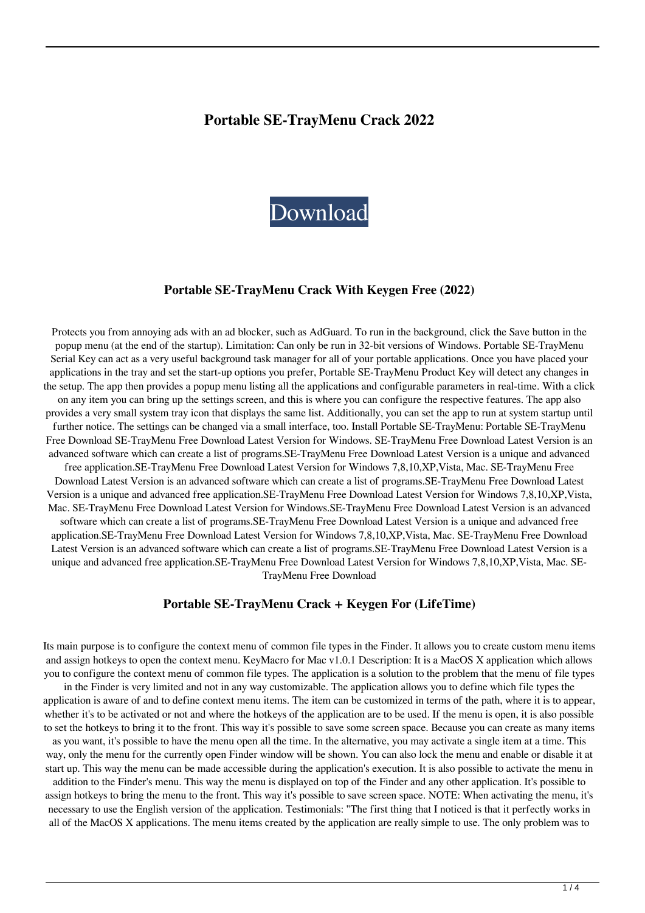# Portable SE-TrayMenu Crack 2022

Download

### Portable SE-TrayMenu Crack With Keygen Free (2022)

Protects you from annoying ads with an ad blocker, such as AdGuard. To run in the background, click the Save button in the popup menu (at the end of the startup). Limitation: Can only be run in 32-bit versions of Windows. Portable SE-TrayMenu Serial Key can act as a very useful background task manager for all of your portable applications. Once you have placed your applications in the tray and set the start-up options you prefer, Portable SE-TrayMenu Product Key will detect any changes in the setup. The app then provides a popup menu listing all the applications and configurable parameters in real-time. With a click on any item you can bring up the settings screen, and this is where you can configure the respective features. The app also provides a very small system tray icon that displays the same list. Additionally, you can set the app to run at system startup until further notice. The settings can be changed via a small interface, too. Install Portable SE-TrayMenu: Portable SE-TrayMenu Free Download SE-TrayMenu Free Download Latest Version for Windows. SE-TrayMenu Free Download Latest Version is an advanced software which can create a list of programs.SE-TrayMenu Free Download Latest Version is a unique and advanced free application.SE-TrayMenu Free Download Latest Version for Windows 7,8,10,XP,Vista, Mac. SE-TrayMenu Free Download Latest Version is an advanced software which can create a list of programs.SE-TrayMenu Free Download Latest Version is a unique and advanced free application.SE-TrayMenu Free Download Latest Version for Windows 7,8,10,XP,Vista, Mac. SE-TrayMenu Free Download Latest Version for Windows.SE-TrayMenu Free Download Latest Version is an advanced software which can create a list of programs.SE-TrayMenu Free Download Latest Version is a unique and advanced free application.SE-TrayMenu Free Download Latest Version for Windows 7,8,10,XP,Vista, Mac. SE-TrayMenu Free Download Latest Version is an advanced software which can create a list of programs.SE-TrayMenu Free Download Latest Version is a unique and advanced free application.SE-TrayMenu Free Download Latest Version for Windows 7,8,10,XP,Vista, Mac. SE-TrayMenu Free Download

### Portable SE-TrayMenu Crack + Keygen For (LifeTime)

Its main purpose is to configure the context menu of common file types in the Finder. It allows you to create custom menu items and assign hotkeys to open the context menu. KeyMacro for Mac v1.0.1 Description: It is a MacOS X application which allows you to configure the context menu of common file types. The application is a solution to the problem that the menu of file types in the Finder is very limited and not in any way customizable. The application allows you to define which file types the application is aware of and to define context menu items. The item can be customized in terms of the path, where it is to appear, whether it's to be activated or not and where the hotkeys of the application are to be used. If the menu is open, it is also possible to set the hotkeys to bring it to the front. This way it's possible to save some screen space. Because you can create as many items as you want, it's possible to have the menu open all the time. In the alternative, you may activate a single item at a time. This way, only the menu for the currently open Finder window will be shown. You can also lock the menu and enable or disable it at start up. This way the menu can be made accessible during the application's execution. It is also possible to activate the menu in addition to the Finder's menu. This way the menu is displayed on top of the Finder and any other application. It's possible to assign hotkeys to bring the menu to the front. This way it's possible to save screen space. NOTE: When activating the menu, it's necessary to use the English version of the application. Testimonials: "The first thing that I noticed is that it perfectly works in all of the MacOS X applications. The menu items created by the application are really simple to use. The only problem was to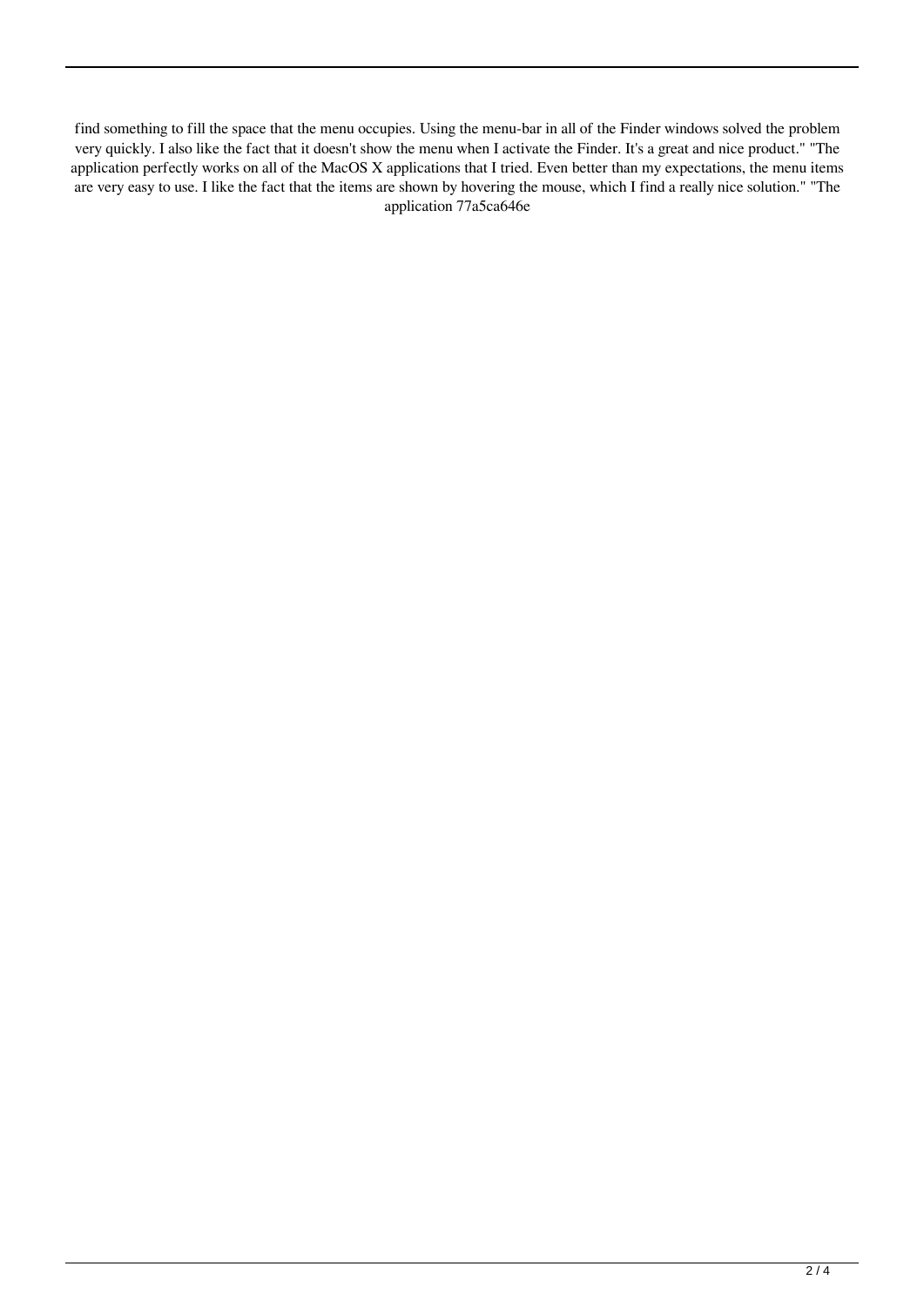find something to fill the space that the menu occupies. Using the menu-bar in all of the Finder windows solved the problem very quickly. I also like the fact that it doesn't show the menu when I activate the Finder. It's a great and nice product." "The application perfectly works on all of the MacOS X applications that I tried. Even better than my expectations, the menu items are very easy to use. I like the fact that the items are shown by hovering the mouse, which I find a really nice solution." "The application 77a5ca646e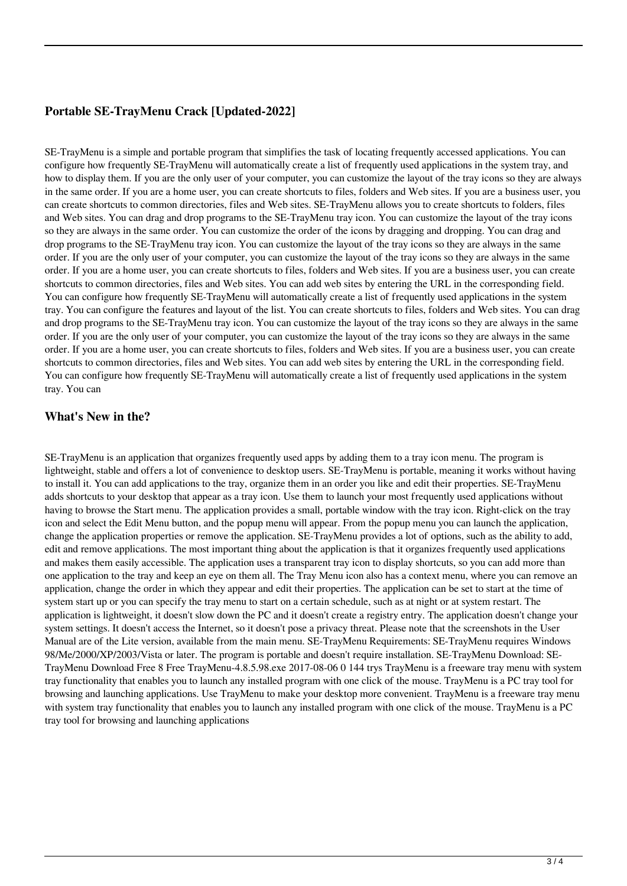## Portable SE-TrayMenu Crack [Updated-2022]

SE-TrayMenu is a simple and portable program that simplifies the task of locating frequently accessed applications. You can configure how frequently SE-TrayMenu will automatically create a list of frequently used applications in the system tray, and how to display them. If you are the only user of your computer, you can customize the layout of the tray icons so they are always in the same order. If you are a home user, you can create shortcuts to files, folders and Web sites. If you are a business user, you can create shortcuts to common directories, files and Web sites. SE-TrayMenu allows you to create shortcuts to folders, files and Web sites. You can drag and drop programs to the SE-TrayMenu tray icon. You can customize the layout of the tray icons so they are always in the same order. You can customize the order of the icons by dragging and dropping. You can drag and drop programs to the SE-TrayMenu tray icon. You can customize the layout of the tray icons so they are always in the same order. If you are the only user of your computer, you can customize the layout of the tray icons so they are always in the same order. If you are a home user, you can create shortcuts to files, folders and Web sites. If you are a business user, you can create shortcuts to common directories, files and Web sites. You can add web sites by entering the URL in the corresponding field. You can configure how frequently SE-TrayMenu will automatically create a list of frequently used applications in the system tray. You can configure the features and layout of the list. You can create shortcuts to files, folders and Web sites. You can drag and drop programs to the SE-TrayMenu tray icon. You can customize the layout of the tray icons so they are always in the same order. If you are the only user of your computer, you can customize the layout of the tray icons so they are always in the same order. If you are a home user, you can create shortcuts to files, folders and Web sites. If you are a business user, you can create shortcuts to common directories, files and Web sites. You can add web sites by entering the URL in the corresponding field. You can configure how frequently SE-TrayMenu will automatically create a list of frequently used applications in the system tray. You can

## What's New in the?

SE-TrayMenu is an application that organizes frequently used apps by adding them to a tray icon menu. The program is lightweight, stable and offers a lot of convenience to desktop users. SE-TrayMenu is portable, meaning it works without having to install it. You can add applications to the tray, organize them in an order you like and edit their properties. SE-TrayMenu adds shortcuts to your desktop that appear as a tray icon. Use them to launch your most frequently used applications without having to browse the Start menu. The application provides a small, portable window with the tray icon. Right-click on the tray icon and select the Edit Menu button, and the popup menu will appear. From the popup menu you can launch the application, change the application properties or remove the application. SE-TrayMenu provides a lot of options, such as the ability to add, edit and remove applications. The most important thing about the application is that it organizes frequently used applications and makes them easily accessible. The application uses a transparent tray icon to display shortcuts, so you can add more than one application to the tray and keep an eye on them all. The Tray Menu icon also has a context menu, where you can remove an application, change the order in which they appear and edit their properties. The application can be set to start at the time of system start up or you can specify the tray menu to start on a certain schedule, such as at night or at system restart. The application is lightweight, it doesn't slow down the PC and it doesn't create a registry entry. The application doesn't change your system settings. It doesn't access the Internet, so it doesn't pose a privacy threat. Please note that the screenshots in the User Manual are of the Lite version, available from the main menu. SE-TrayMenu Requirements: SE-TrayMenu requires Windows 98/Me/2000/XP/2003/Vista or later. The program is portable and doesn't require installation. SE-TrayMenu Download: SE-TrayMenu Download Free 8 Free TrayMenu-4.8.5.98.exe 2017-08-06 0 144 trys TrayMenu is a freeware tray menu with system tray functionality that enables you to launch any installed program with one click of the mouse. TrayMenu is a PC tray tool for browsing and launching applications. Use TrayMenu to make your desktop more convenient. TrayMenu is a freeware tray menu with system tray functionality that enables you to launch any installed program with one click of the mouse. TrayMenu is a PC tray tool for browsing and launching applications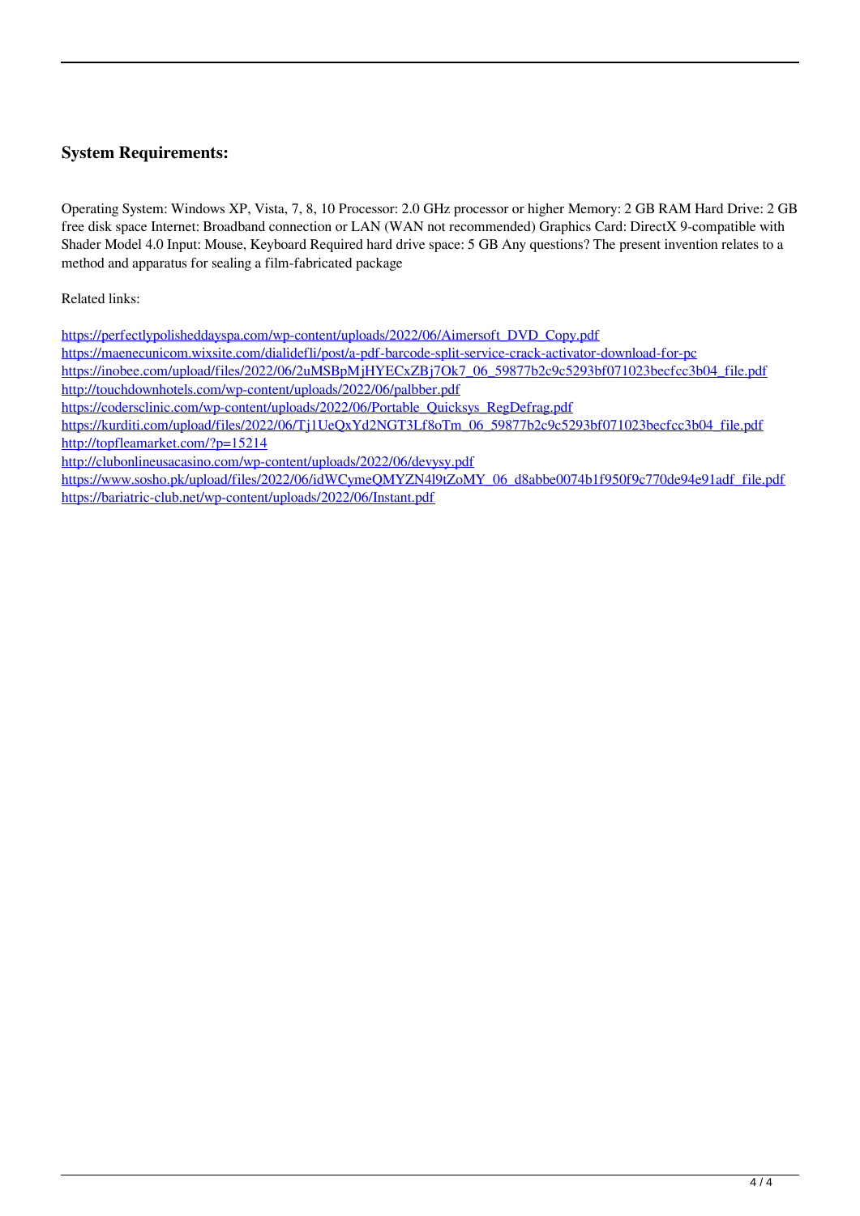### System Requirements:

Operating System: Windows XP, Vista, 7, 8, 10 Processor: 2.0 GHz processor or higher Memory: 2 GB RAM Hard Drive: 2 GB free disk space Internet: Broadband connection or LAN (WAN not recommended) Graphics Card: DirectX 9-compatible with Shader Model 4.0 Input: Mouse, Keyboard Required hard drive space: 5 GB Any questions? The present invention relates to a method and apparatus for sealing a film-fabricated package

Related links:

https://perfectlypolisheddayspa.com/wp-content/uploads/2022/06/Aimersoft_DVD_Copy.pdf
https://maenecunicom.wixsite.com/dialidefli/post/a-pdf-barcode-split-service-crack-activator-download-for-pc
https://inobee.com/upload/files/2022/06/2uMSBpMjHYECxZBj7Ok7_06_59877b2c9c5293bf071023becfcc3b04_file.pdf
http://touchdownhotels.com/wp-content/uploads/2022/06/palbber.pdf
https://codersclinic.com/wp-content/uploads/2022/06/Portable_Quicksys_RegDefrag.pdf
https://kurditi.com/upload/files/2022/06/Tj1UeQxYd2NGT3Lf8oTm_06_59877b2c9c5293bf071023becfcc3b04_file.pdf
http://topfleamarket.com/?p=15214
http://clubonlineusacasino.com/wp-content/uploads/2022/06/devysy.pdf
https://www.sosho.pk/upload/files/2022/06/idWCymeQMYZN4l9tZoMY_06_d8abbe0074b1f950f9c770de94e91adf_file.pdf
https://bariatric-club.net/wp-content/uploads/2022/06/Instant.pdf